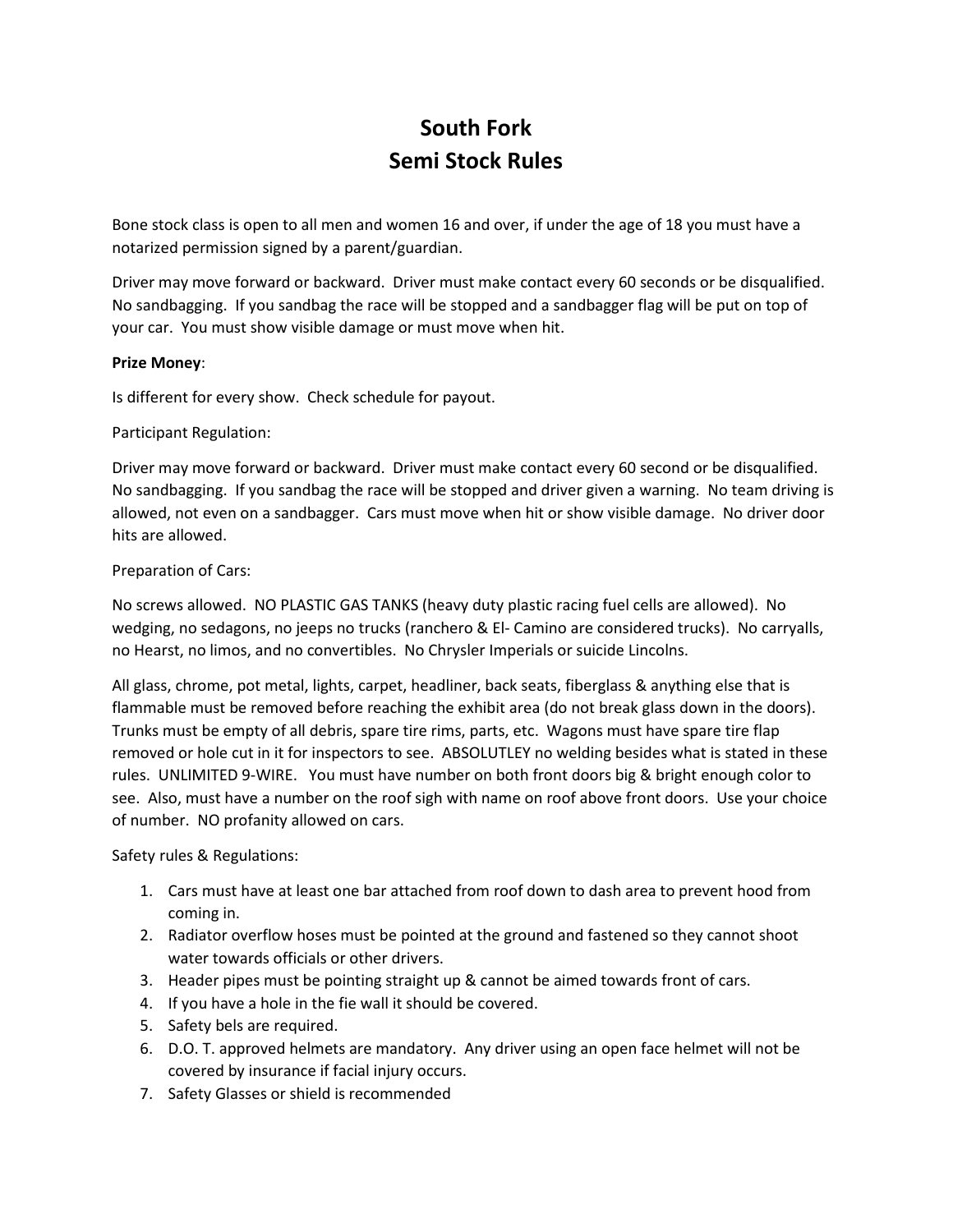# South Fork
# Semi Stock Rules

Bone stock class is open to all men and women 16 and over, if under the age of 18 you must have a notarized permission signed by a parent/guardian.

Driver may move forward or backward. Driver must make contact every 60 seconds or be disqualified. No sandbagging. If you sandbag the race will be stopped and a sandbagger flag will be put on top of your car. You must show visible damage or must move when hit.

**Prize Money**:

Is different for every show. Check schedule for payout.

Participant Regulation:

Driver may move forward or backward. Driver must make contact every 60 second or be disqualified. No sandbagging. If you sandbag the race will be stopped and driver given a warning. No team driving is allowed, not even on a sandbagger. Cars must move when hit or show visible damage. No driver door hits are allowed.

Preparation of Cars:

No screws allowed. NO PLASTIC GAS TANKS (heavy duty plastic racing fuel cells are allowed). No wedging, no sedagons, no jeeps no trucks (ranchero & El- Camino are considered trucks). No carryalls, no Hearst, no limos, and no convertibles. No Chrysler Imperials or suicide Lincolns.

All glass, chrome, pot metal, lights, carpet, headliner, back seats, fiberglass & anything else that is flammable must be removed before reaching the exhibit area (do not break glass down in the doors). Trunks must be empty of all debris, spare tire rims, parts, etc. Wagons must have spare tire flap removed or hole cut in it for inspectors to see. ABSOLUTLEY no welding besides what is stated in these rules. UNLIMITED 9-WIRE. You must have number on both front doors big & bright enough color to see. Also, must have a number on the roof sigh with name on roof above front doors. Use your choice of number. NO profanity allowed on cars.

Safety rules & Regulations:

1. Cars must have at least one bar attached from roof down to dash area to prevent hood from coming in.
2. Radiator overflow hoses must be pointed at the ground and fastened so they cannot shoot water towards officials or other drivers.
3. Header pipes must be pointing straight up & cannot be aimed towards front of cars.
4. If you have a hole in the fie wall it should be covered.
5. Safety bels are required.
6. D.O. T. approved helmets are mandatory. Any driver using an open face helmet will not be covered by insurance if facial injury occurs.
7. Safety Glasses or shield is recommended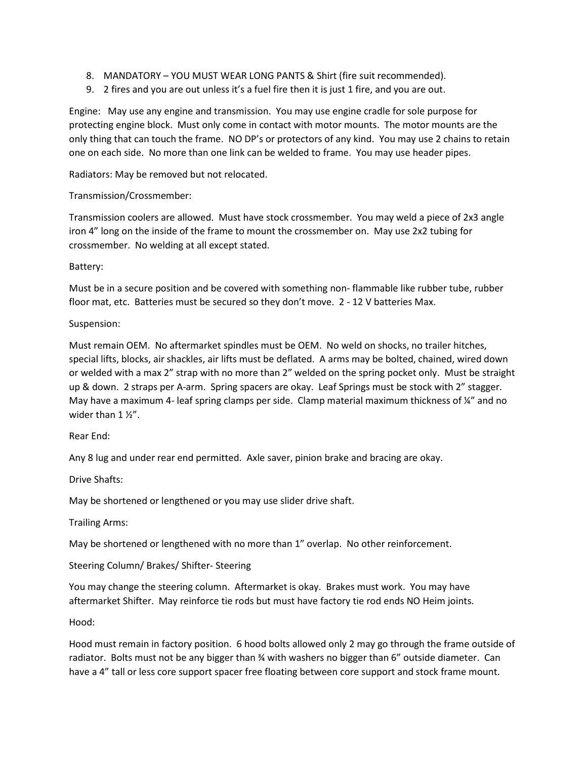8. MANDATORY – YOU MUST WEAR LONG PANTS & Shirt (fire suit recommended).
9. 2 fires and you are out unless it's a fuel fire then it is just 1 fire, and you are out.

Engine: May use any engine and transmission. You may use engine cradle for sole purpose for protecting engine block. Must only come in contact with motor mounts. The motor mounts are the only thing that can touch the frame. NO DP's or protectors of any kind. You may use 2 chains to retain one on each side. No more than one link can be welded to frame. You may use header pipes.

Radiators: May be removed but not relocated.

Transmission/Crossmember:

Transmission coolers are allowed. Must have stock crossmember. You may weld a piece of 2x3 angle iron 4" long on the inside of the frame to mount the crossmember on. May use 2x2 tubing for crossmember. No welding at all except stated.

Battery:

Must be in a secure position and be covered with something non- flammable like rubber tube, rubber floor mat, etc. Batteries must be secured so they don't move. 2 - 12 V batteries Max.

Suspension:

Must remain OEM. No aftermarket spindles must be OEM. No weld on shocks, no trailer hitches, special lifts, blocks, air shackles, air lifts must be deflated. A arms may be bolted, chained, wired down or welded with a max 2" strap with no more than 2" welded on the spring pocket only. Must be straight up & down. 2 straps per A-arm. Spring spacers are okay. Leaf Springs must be stock with 2" stagger. May have a maximum 4- leaf spring clamps per side. Clamp material maximum thickness of ¼" and no wider than 1 ½".

Rear End:

Any 8 lug and under rear end permitted. Axle saver, pinion brake and bracing are okay.

Drive Shafts:

May be shortened or lengthened or you may use slider drive shaft.

Trailing Arms:

May be shortened or lengthened with no more than 1" overlap. No other reinforcement.

Steering Column/ Brakes/ Shifter- Steering

You may change the steering column. Aftermarket is okay. Brakes must work. You may have aftermarket Shifter. May reinforce tie rods but must have factory tie rod ends NO Heim joints.

Hood:

Hood must remain in factory position. 6 hood bolts allowed only 2 may go through the frame outside of radiator. Bolts must not be any bigger than ¾ with washers no bigger than 6" outside diameter. Can have a 4" tall or less core support spacer free floating between core support and stock frame mount.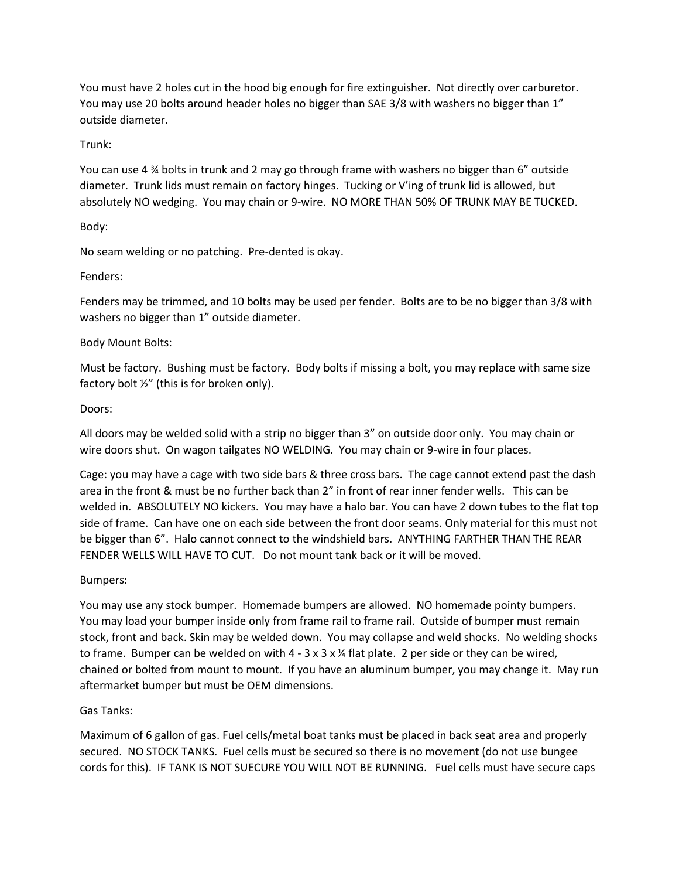You must have 2 holes cut in the hood big enough for fire extinguisher. Not directly over carburetor. You may use 20 bolts around header holes no bigger than SAE 3/8 with washers no bigger than 1" outside diameter.

Trunk:

You can use 4 ¾ bolts in trunk and 2 may go through frame with washers no bigger than 6" outside diameter. Trunk lids must remain on factory hinges. Tucking or V'ing of trunk lid is allowed, but absolutely NO wedging. You may chain or 9-wire. NO MORE THAN 50% OF TRUNK MAY BE TUCKED.

Body:

No seam welding or no patching. Pre-dented is okay.

Fenders:

Fenders may be trimmed, and 10 bolts may be used per fender. Bolts are to be no bigger than 3/8 with washers no bigger than 1" outside diameter.

Body Mount Bolts:

Must be factory. Bushing must be factory. Body bolts if missing a bolt, you may replace with same size factory bolt ½" (this is for broken only).

Doors:

All doors may be welded solid with a strip no bigger than 3" on outside door only. You may chain or wire doors shut. On wagon tailgates NO WELDING. You may chain or 9-wire in four places.

Cage: you may have a cage with two side bars & three cross bars. The cage cannot extend past the dash area in the front & must be no further back than 2" in front of rear inner fender wells. This can be welded in. ABSOLUTELY NO kickers. You may have a halo bar. You can have 2 down tubes to the flat top side of frame. Can have one on each side between the front door seams. Only material for this must not be bigger than 6". Halo cannot connect to the windshield bars. ANYTHING FARTHER THAN THE REAR FENDER WELLS WILL HAVE TO CUT. Do not mount tank back or it will be moved.

Bumpers:

You may use any stock bumper. Homemade bumpers are allowed. NO homemade pointy bumpers. You may load your bumper inside only from frame rail to frame rail. Outside of bumper must remain stock, front and back. Skin may be welded down. You may collapse and weld shocks. No welding shocks to frame. Bumper can be welded on with 4 - 3 x 3 x ¼ flat plate. 2 per side or they can be wired, chained or bolted from mount to mount. If you have an aluminum bumper, you may change it. May run aftermarket bumper but must be OEM dimensions.

Gas Tanks:

Maximum of 6 gallon of gas. Fuel cells/metal boat tanks must be placed in back seat area and properly secured. NO STOCK TANKS. Fuel cells must be secured so there is no movement (do not use bungee cords for this). IF TANK IS NOT SUECURE YOU WILL NOT BE RUNNING. Fuel cells must have secure caps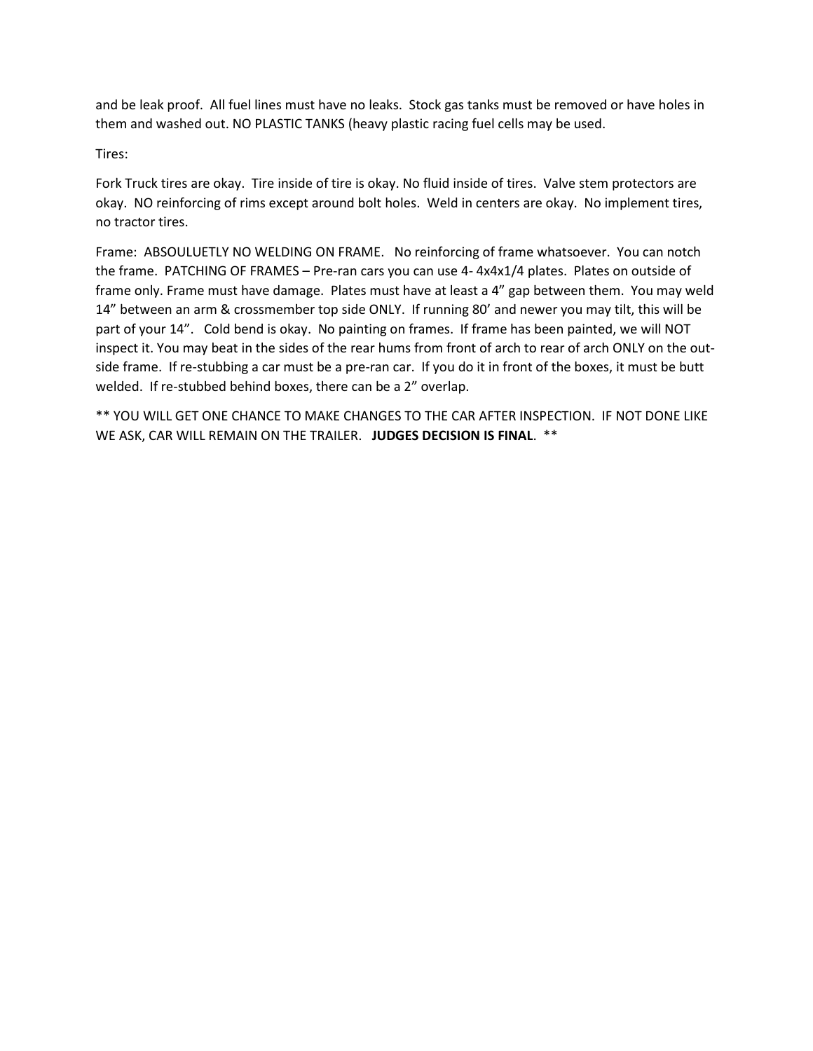and be leak proof. All fuel lines must have no leaks. Stock gas tanks must be removed or have holes in them and washed out. NO PLASTIC TANKS (heavy plastic racing fuel cells may be used.

Tires:

Fork Truck tires are okay. Tire inside of tire is okay. No fluid inside of tires. Valve stem protectors are okay. NO reinforcing of rims except around bolt holes. Weld in centers are okay. No implement tires, no tractor tires.

Frame: ABSOULUETLY NO WELDING ON FRAME. No reinforcing of frame whatsoever. You can notch the frame. PATCHING OF FRAMES – Pre-ran cars you can use 4- 4x4x1/4 plates. Plates on outside of frame only. Frame must have damage. Plates must have at least a 4" gap between them. You may weld 14" between an arm & crossmember top side ONLY. If running 80' and newer you may tilt, this will be part of your 14". Cold bend is okay. No painting on frames. If frame has been painted, we will NOT inspect it. You may beat in the sides of the rear hums from front of arch to rear of arch ONLY on the out-side frame. If re-stubbing a car must be a pre-ran car. If you do it in front of the boxes, it must be butt welded. If re-stubbed behind boxes, there can be a 2" overlap.

** YOU WILL GET ONE CHANCE TO MAKE CHANGES TO THE CAR AFTER INSPECTION. IF NOT DONE LIKE WE ASK, CAR WILL REMAIN ON THE TRAILER. **JUDGES DECISION IS FINAL**. **